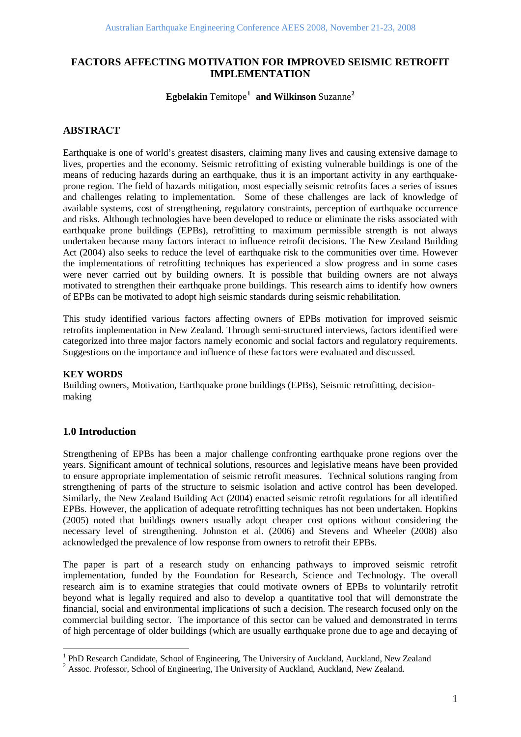# FACTORS AFFECTING MOTIVATION FOR IMPROVED SEISMIC RETROFIT IMPLEMENTATION

**Egbelakin** Temitope[1] **and Wilkinson** Suzanne[2]

## ABSTRACT

Earthquake is one of world's greatest disasters, claiming many lives and causing extensive damage to lives, properties and the economy. Seismic retrofitting of existing vulnerable buildings is one of the means of reducing hazards during an earthquake, thus it is an important activity in any earthquake-prone region. The field of hazards mitigation, most especially seismic retrofits faces a series of issues and challenges relating to implementation. Some of these challenges are lack of knowledge of available systems, cost of strengthening, regulatory constraints, perception of earthquake occurrence and risks. Although technologies have been developed to reduce or eliminate the risks associated with earthquake prone buildings (EPBs), retrofitting to maximum permissible strength is not always undertaken because many factors interact to influence retrofit decisions. The New Zealand Building Act (2004) also seeks to reduce the level of earthquake risk to the communities over time. However the implementations of retrofitting techniques has experienced a slow progress and in some cases were never carried out by building owners. It is possible that building owners are not always motivated to strengthen their earthquake prone buildings. This research aims to identify how owners of EPBs can be motivated to adopt high seismic standards during seismic rehabilitation.

This study identified various factors affecting owners of EPBs motivation for improved seismic retrofits implementation in New Zealand. Through semi-structured interviews, factors identified were categorized into three major factors namely economic and social factors and regulatory requirements. Suggestions on the importance and influence of these factors were evaluated and discussed.

**KEY WORDS**

Building owners, Motivation, Earthquake prone buildings (EPBs), Seismic retrofitting, decision-making

## 1.0 Introduction

Strengthening of EPBs has been a major challenge confronting earthquake prone regions over the years. Significant amount of technical solutions, resources and legislative means have been provided to ensure appropriate implementation of seismic retrofit measures. Technical solutions ranging from strengthening of parts of the structure to seismic isolation and active control has been developed. Similarly, the New Zealand Building Act (2004) enacted seismic retrofit regulations for all identified EPBs. However, the application of adequate retrofitting techniques has not been undertaken. Hopkins (2005) noted that buildings owners usually adopt cheaper cost options without considering the necessary level of strengthening. Johnston et al. (2006) and Stevens and Wheeler (2008) also acknowledged the prevalence of low response from owners to retrofit their EPBs.

The paper is part of a research study on enhancing pathways to improved seismic retrofit implementation, funded by the Foundation for Research, Science and Technology. The overall research aim is to examine strategies that could motivate owners of EPBs to voluntarily retrofit beyond what is legally required and also to develop a quantitative tool that will demonstrate the financial, social and environmental implications of such a decision. The research focused only on the commercial building sector. The importance of this sector can be valued and demonstrated in terms of high percentage of older buildings (which are usually earthquake prone due to age and decaying of

[1] PhD Research Candidate, School of Engineering, The University of Auckland, Auckland, New Zealand

[2] Assoc. Professor, School of Engineering, The University of Auckland, Auckland, New Zealand.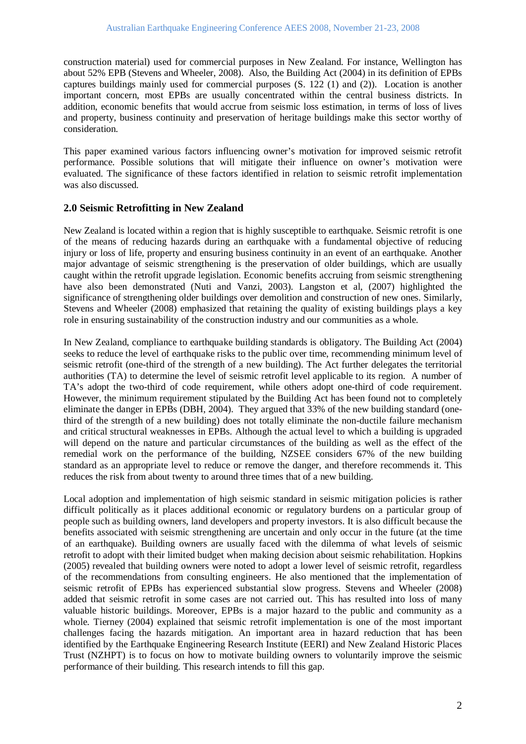construction material) used for commercial purposes in New Zealand. For instance, Wellington has about 52% EPB (Stevens and Wheeler, 2008). Also, the Building Act (2004) in its definition of EPBs captures buildings mainly used for commercial purposes (S. 122 (1) and (2)). Location is another important concern, most EPBs are usually concentrated within the central business districts. In addition, economic benefits that would accrue from seismic loss estimation, in terms of loss of lives and property, business continuity and preservation of heritage buildings make this sector worthy of consideration.

This paper examined various factors influencing owner's motivation for improved seismic retrofit performance. Possible solutions that will mitigate their influence on owner's motivation were evaluated. The significance of these factors identified in relation to seismic retrofit implementation was also discussed.

## 2.0 Seismic Retrofitting in New Zealand

New Zealand is located within a region that is highly susceptible to earthquake. Seismic retrofit is one of the means of reducing hazards during an earthquake with a fundamental objective of reducing injury or loss of life, property and ensuring business continuity in an event of an earthquake. Another major advantage of seismic strengthening is the preservation of older buildings, which are usually caught within the retrofit upgrade legislation. Economic benefits accruing from seismic strengthening have also been demonstrated (Nuti and Vanzi, 2003). Langston et al, (2007) highlighted the significance of strengthening older buildings over demolition and construction of new ones. Similarly, Stevens and Wheeler (2008) emphasized that retaining the quality of existing buildings plays a key role in ensuring sustainability of the construction industry and our communities as a whole.

In New Zealand, compliance to earthquake building standards is obligatory. The Building Act (2004) seeks to reduce the level of earthquake risks to the public over time, recommending minimum level of seismic retrofit (one-third of the strength of a new building). The Act further delegates the territorial authorities (TA) to determine the level of seismic retrofit level applicable to its region. A number of TA's adopt the two-third of code requirement, while others adopt one-third of code requirement. However, the minimum requirement stipulated by the Building Act has been found not to completely eliminate the danger in EPBs (DBH, 2004). They argued that 33% of the new building standard (one-third of the strength of a new building) does not totally eliminate the non-ductile failure mechanism and critical structural weaknesses in EPBs. Although the actual level to which a building is upgraded will depend on the nature and particular circumstances of the building as well as the effect of the remedial work on the performance of the building, NZSEE considers 67% of the new building standard as an appropriate level to reduce or remove the danger, and therefore recommends it. This reduces the risk from about twenty to around three times that of a new building.

Local adoption and implementation of high seismic standard in seismic mitigation policies is rather difficult politically as it places additional economic or regulatory burdens on a particular group of people such as building owners, land developers and property investors. It is also difficult because the benefits associated with seismic strengthening are uncertain and only occur in the future (at the time of an earthquake). Building owners are usually faced with the dilemma of what levels of seismic retrofit to adopt with their limited budget when making decision about seismic rehabilitation. Hopkins (2005) revealed that building owners were noted to adopt a lower level of seismic retrofit, regardless of the recommendations from consulting engineers. He also mentioned that the implementation of seismic retrofit of EPBs has experienced substantial slow progress. Stevens and Wheeler (2008) added that seismic retrofit in some cases are not carried out. This has resulted into loss of many valuable historic buildings. Moreover, EPBs is a major hazard to the public and community as a whole. Tierney (2004) explained that seismic retrofit implementation is one of the most important challenges facing the hazards mitigation. An important area in hazard reduction that has been identified by the Earthquake Engineering Research Institute (EERI) and New Zealand Historic Places Trust (NZHPT) is to focus on how to motivate building owners to voluntarily improve the seismic performance of their building. This research intends to fill this gap.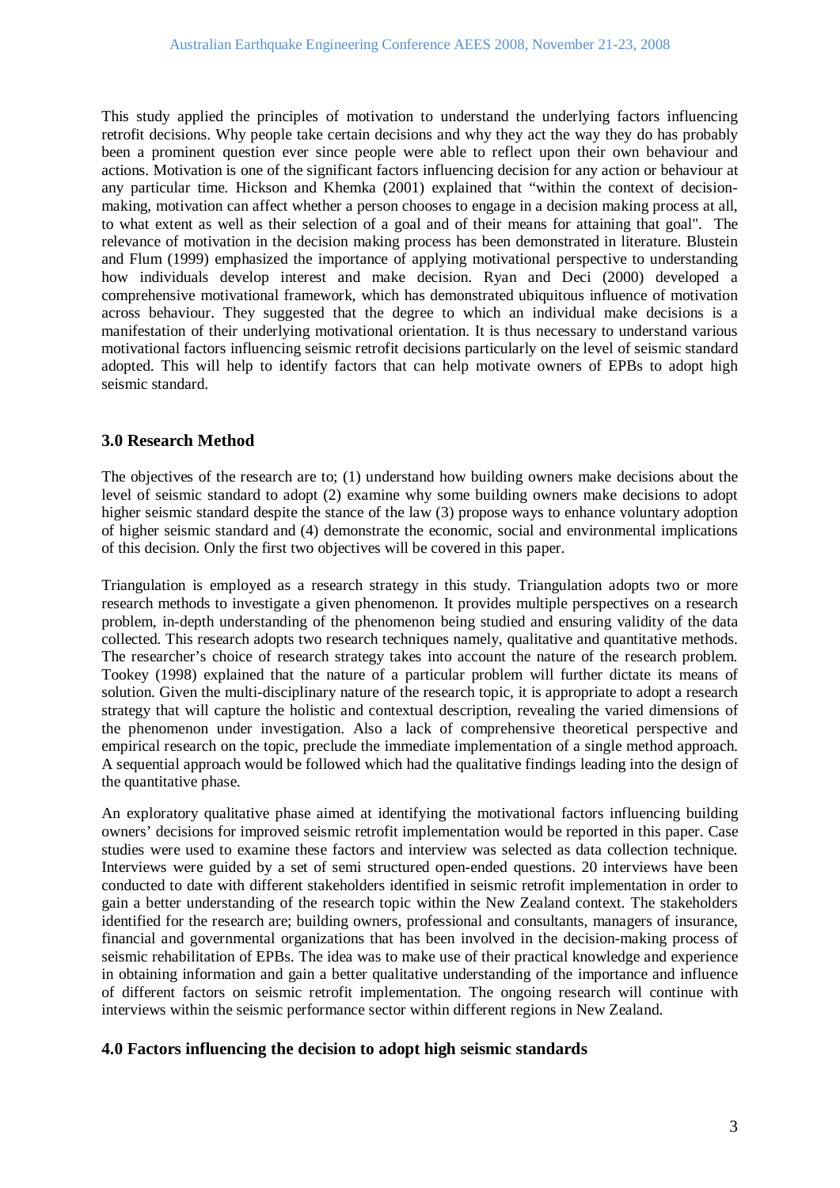This study applied the principles of motivation to understand the underlying factors influencing retrofit decisions. Why people take certain decisions and why they act the way they do has probably been a prominent question ever since people were able to reflect upon their own behaviour and actions. Motivation is one of the significant factors influencing decision for any action or behaviour at any particular time. Hickson and Khemka (2001) explained that "within the context of decision-making, motivation can affect whether a person chooses to engage in a decision making process at all, to what extent as well as their selection of a goal and of their means for attaining that goal". The relevance of motivation in the decision making process has been demonstrated in literature. Blustein and Flum (1999) emphasized the importance of applying motivational perspective to understanding how individuals develop interest and make decision. Ryan and Deci (2000) developed a comprehensive motivational framework, which has demonstrated ubiquitous influence of motivation across behaviour. They suggested that the degree to which an individual make decisions is a manifestation of their underlying motivational orientation. It is thus necessary to understand various motivational factors influencing seismic retrofit decisions particularly on the level of seismic standard adopted. This will help to identify factors that can help motivate owners of EPBs to adopt high seismic standard.

## 3.0 Research Method

The objectives of the research are to; (1) understand how building owners make decisions about the level of seismic standard to adopt (2) examine why some building owners make decisions to adopt higher seismic standard despite the stance of the law (3) propose ways to enhance voluntary adoption of higher seismic standard and (4) demonstrate the economic, social and environmental implications of this decision. Only the first two objectives will be covered in this paper.

Triangulation is employed as a research strategy in this study. Triangulation adopts two or more research methods to investigate a given phenomenon. It provides multiple perspectives on a research problem, in-depth understanding of the phenomenon being studied and ensuring validity of the data collected. This research adopts two research techniques namely, qualitative and quantitative methods. The researcher's choice of research strategy takes into account the nature of the research problem. Tookey (1998) explained that the nature of a particular problem will further dictate its means of solution. Given the multi-disciplinary nature of the research topic, it is appropriate to adopt a research strategy that will capture the holistic and contextual description, revealing the varied dimensions of the phenomenon under investigation. Also a lack of comprehensive theoretical perspective and empirical research on the topic, preclude the immediate implementation of a single method approach. A sequential approach would be followed which had the qualitative findings leading into the design of the quantitative phase.

An exploratory qualitative phase aimed at identifying the motivational factors influencing building owners' decisions for improved seismic retrofit implementation would be reported in this paper. Case studies were used to examine these factors and interview was selected as data collection technique. Interviews were guided by a set of semi structured open-ended questions. 20 interviews have been conducted to date with different stakeholders identified in seismic retrofit implementation in order to gain a better understanding of the research topic within the New Zealand context. The stakeholders identified for the research are; building owners, professional and consultants, managers of insurance, financial and governmental organizations that has been involved in the decision-making process of seismic rehabilitation of EPBs. The idea was to make use of their practical knowledge and experience in obtaining information and gain a better qualitative understanding of the importance and influence of different factors on seismic retrofit implementation. The ongoing research will continue with interviews within the seismic performance sector within different regions in New Zealand.

## 4.0 Factors influencing the decision to adopt high seismic standards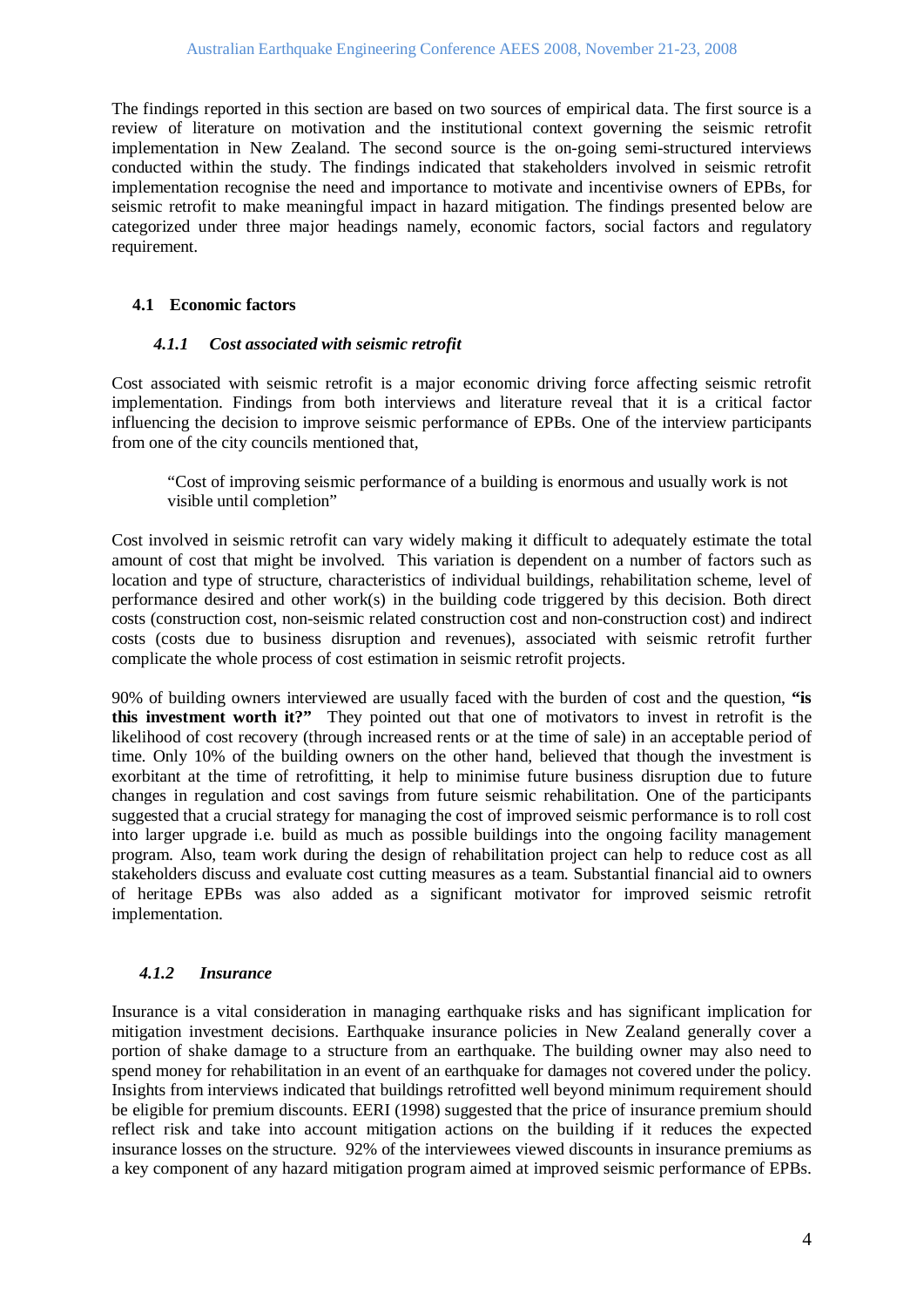The findings reported in this section are based on two sources of empirical data. The first source is a review of literature on motivation and the institutional context governing the seismic retrofit implementation in New Zealand. The second source is the on-going semi-structured interviews conducted within the study. The findings indicated that stakeholders involved in seismic retrofit implementation recognise the need and importance to motivate and incentivise owners of EPBs, for seismic retrofit to make meaningful impact in hazard mitigation. The findings presented below are categorized under three major headings namely, economic factors, social factors and regulatory requirement.

## 4.1 Economic factors

### *4.1.1 Cost associated with seismic retrofit*

Cost associated with seismic retrofit is a major economic driving force affecting seismic retrofit implementation. Findings from both interviews and literature reveal that it is a critical factor influencing the decision to improve seismic performance of EPBs. One of the interview participants from one of the city councils mentioned that,

> "Cost of improving seismic performance of a building is enormous and usually work is not visible until completion"

Cost involved in seismic retrofit can vary widely making it difficult to adequately estimate the total amount of cost that might be involved. This variation is dependent on a number of factors such as location and type of structure, characteristics of individual buildings, rehabilitation scheme, level of performance desired and other work(s) in the building code triggered by this decision. Both direct costs (construction cost, non-seismic related construction cost and non-construction cost) and indirect costs (costs due to business disruption and revenues), associated with seismic retrofit further complicate the whole process of cost estimation in seismic retrofit projects.

90% of building owners interviewed are usually faced with the burden of cost and the question, **"is this investment worth it?"** They pointed out that one of motivators to invest in retrofit is the likelihood of cost recovery (through increased rents or at the time of sale) in an acceptable period of time. Only 10% of the building owners on the other hand, believed that though the investment is exorbitant at the time of retrofitting, it help to minimise future business disruption due to future changes in regulation and cost savings from future seismic rehabilitation. One of the participants suggested that a crucial strategy for managing the cost of improved seismic performance is to roll cost into larger upgrade i.e. build as much as possible buildings into the ongoing facility management program. Also, team work during the design of rehabilitation project can help to reduce cost as all stakeholders discuss and evaluate cost cutting measures as a team. Substantial financial aid to owners of heritage EPBs was also added as a significant motivator for improved seismic retrofit implementation.

### *4.1.2 Insurance*

Insurance is a vital consideration in managing earthquake risks and has significant implication for mitigation investment decisions. Earthquake insurance policies in New Zealand generally cover a portion of shake damage to a structure from an earthquake. The building owner may also need to spend money for rehabilitation in an event of an earthquake for damages not covered under the policy. Insights from interviews indicated that buildings retrofitted well beyond minimum requirement should be eligible for premium discounts. EERI (1998) suggested that the price of insurance premium should reflect risk and take into account mitigation actions on the building if it reduces the expected insurance losses on the structure. 92% of the interviewees viewed discounts in insurance premiums as a key component of any hazard mitigation program aimed at improved seismic performance of EPBs.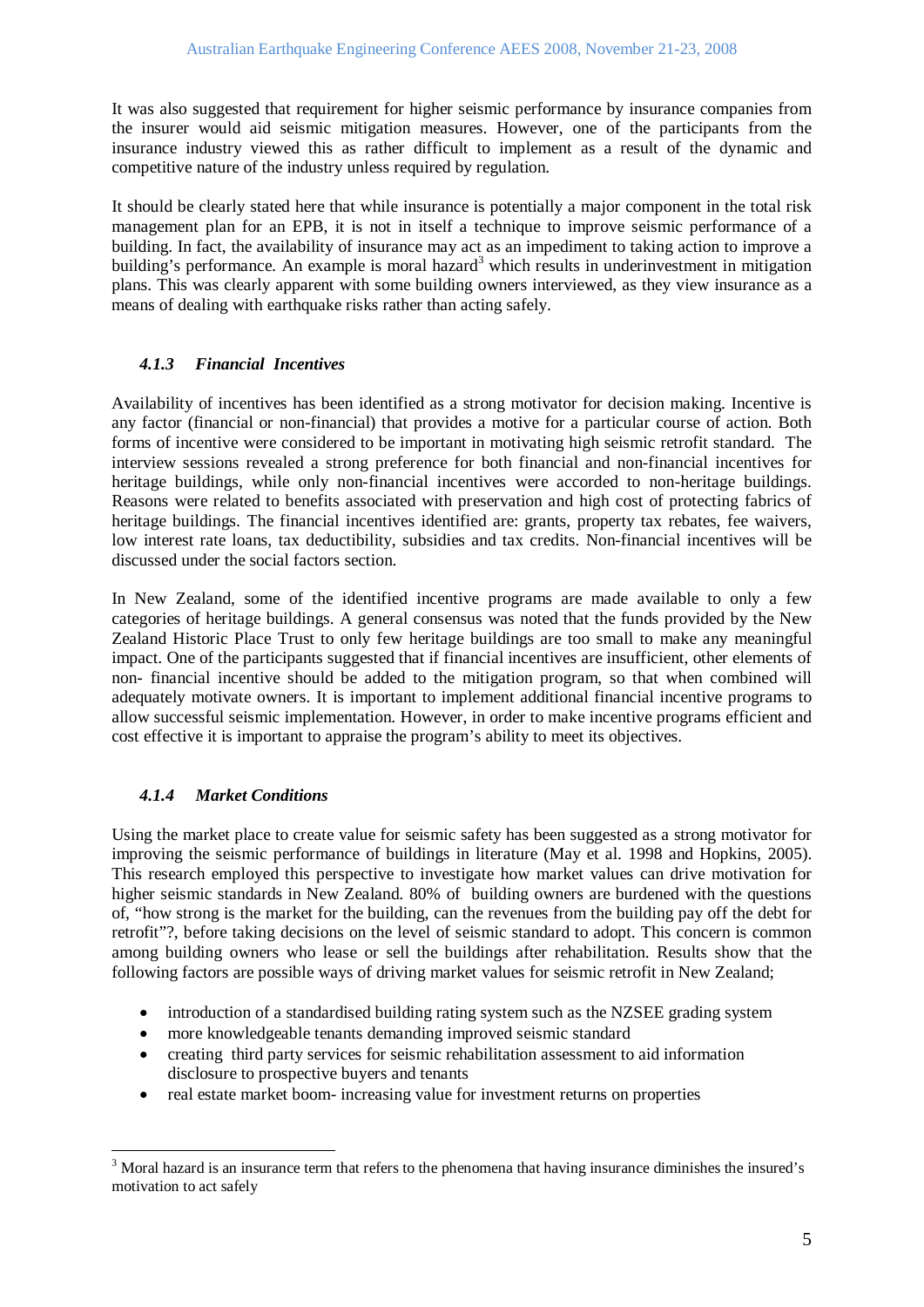It was also suggested that requirement for higher seismic performance by insurance companies from the insurer would aid seismic mitigation measures. However, one of the participants from the insurance industry viewed this as rather difficult to implement as a result of the dynamic and competitive nature of the industry unless required by regulation.

It should be clearly stated here that while insurance is potentially a major component in the total risk management plan for an EPB, it is not in itself a technique to improve seismic performance of a building. In fact, the availability of insurance may act as an impediment to taking action to improve a building's performance. An example is moral hazard[3] which results in underinvestment in mitigation plans. This was clearly apparent with some building owners interviewed, as they view insurance as a means of dealing with earthquake risks rather than acting safely.

#### *4.1.3 Financial Incentives*

Availability of incentives has been identified as a strong motivator for decision making. Incentive is any factor (financial or non-financial) that provides a motive for a particular course of action. Both forms of incentive were considered to be important in motivating high seismic retrofit standard. The interview sessions revealed a strong preference for both financial and non-financial incentives for heritage buildings, while only non-financial incentives were accorded to non-heritage buildings. Reasons were related to benefits associated with preservation and high cost of protecting fabrics of heritage buildings. The financial incentives identified are: grants, property tax rebates, fee waivers, low interest rate loans, tax deductibility, subsidies and tax credits. Non-financial incentives will be discussed under the social factors section.

In New Zealand, some of the identified incentive programs are made available to only a few categories of heritage buildings. A general consensus was noted that the funds provided by the New Zealand Historic Place Trust to only few heritage buildings are too small to make any meaningful impact. One of the participants suggested that if financial incentives are insufficient, other elements of non- financial incentive should be added to the mitigation program, so that when combined will adequately motivate owners. It is important to implement additional financial incentive programs to allow successful seismic implementation. However, in order to make incentive programs efficient and cost effective it is important to appraise the program's ability to meet its objectives.

#### *4.1.4 Market Conditions*

Using the market place to create value for seismic safety has been suggested as a strong motivator for improving the seismic performance of buildings in literature (May et al. 1998 and Hopkins, 2005). This research employed this perspective to investigate how market values can drive motivation for higher seismic standards in New Zealand. 80% of building owners are burdened with the questions of, "how strong is the market for the building, can the revenues from the building pay off the debt for retrofit"?, before taking decisions on the level of seismic standard to adopt. This concern is common among building owners who lease or sell the buildings after rehabilitation. Results show that the following factors are possible ways of driving market values for seismic retrofit in New Zealand;

- introduction of a standardised building rating system such as the NZSEE grading system
- more knowledgeable tenants demanding improved seismic standard
- creating third party services for seismic rehabilitation assessment to aid information disclosure to prospective buyers and tenants
- real estate market boom- increasing value for investment returns on properties

[3] Moral hazard is an insurance term that refers to the phenomena that having insurance diminishes the insured's motivation to act safely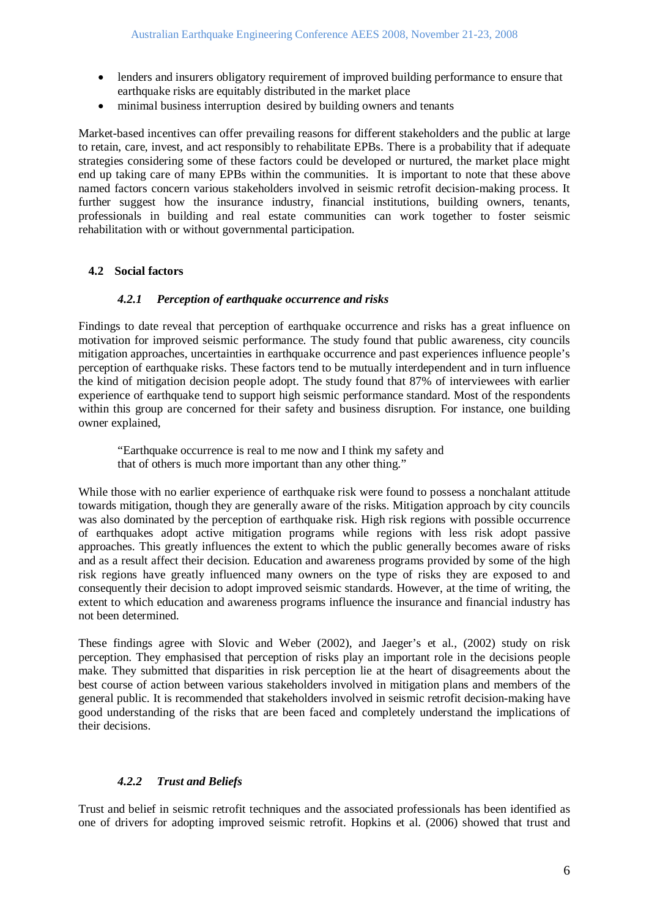- lenders and insurers obligatory requirement of improved building performance to ensure that earthquake risks are equitably distributed in the market place
- minimal business interruption desired by building owners and tenants

Market-based incentives can offer prevailing reasons for different stakeholders and the public at large to retain, care, invest, and act responsibly to rehabilitate EPBs. There is a probability that if adequate strategies considering some of these factors could be developed or nurtured, the market place might end up taking care of many EPBs within the communities. It is important to note that these above named factors concern various stakeholders involved in seismic retrofit decision-making process. It further suggest how the insurance industry, financial institutions, building owners, tenants, professionals in building and real estate communities can work together to foster seismic rehabilitation with or without governmental participation.

## 4.2 Social factors

### *4.2.1 Perception of earthquake occurrence and risks*

Findings to date reveal that perception of earthquake occurrence and risks has a great influence on motivation for improved seismic performance. The study found that public awareness, city councils mitigation approaches, uncertainties in earthquake occurrence and past experiences influence people's perception of earthquake risks. These factors tend to be mutually interdependent and in turn influence the kind of mitigation decision people adopt. The study found that 87% of interviewees with earlier experience of earthquake tend to support high seismic performance standard. Most of the respondents within this group are concerned for their safety and business disruption. For instance, one building owner explained,

> "Earthquake occurrence is real to me now and I think my safety and that of others is much more important than any other thing."

While those with no earlier experience of earthquake risk were found to possess a nonchalant attitude towards mitigation, though they are generally aware of the risks. Mitigation approach by city councils was also dominated by the perception of earthquake risk. High risk regions with possible occurrence of earthquakes adopt active mitigation programs while regions with less risk adopt passive approaches. This greatly influences the extent to which the public generally becomes aware of risks and as a result affect their decision. Education and awareness programs provided by some of the high risk regions have greatly influenced many owners on the type of risks they are exposed to and consequently their decision to adopt improved seismic standards. However, at the time of writing, the extent to which education and awareness programs influence the insurance and financial industry has not been determined.

These findings agree with Slovic and Weber (2002), and Jaeger's et al., (2002) study on risk perception. They emphasised that perception of risks play an important role in the decisions people make. They submitted that disparities in risk perception lie at the heart of disagreements about the best course of action between various stakeholders involved in mitigation plans and members of the general public. It is recommended that stakeholders involved in seismic retrofit decision-making have good understanding of the risks that are been faced and completely understand the implications of their decisions.

### *4.2.2 Trust and Beliefs*

Trust and belief in seismic retrofit techniques and the associated professionals has been identified as one of drivers for adopting improved seismic retrofit. Hopkins et al. (2006) showed that trust and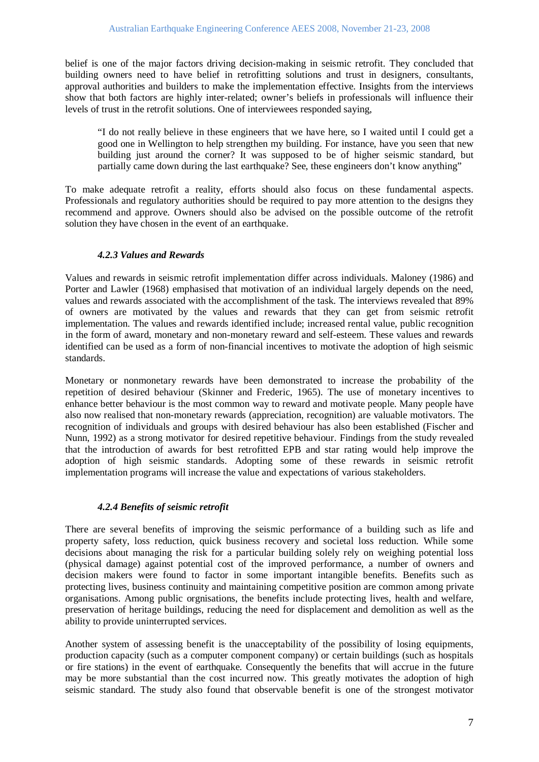belief is one of the major factors driving decision-making in seismic retrofit. They concluded that building owners need to have belief in retrofitting solutions and trust in designers, consultants, approval authorities and builders to make the implementation effective. Insights from the interviews show that both factors are highly inter-related; owner's beliefs in professionals will influence their levels of trust in the retrofit solutions. One of interviewees responded saying,

> "I do not really believe in these engineers that we have here, so I waited until I could get a good one in Wellington to help strengthen my building. For instance, have you seen that new building just around the corner? It was supposed to be of higher seismic standard, but partially came down during the last earthquake? See, these engineers don't know anything"

To make adequate retrofit a reality, efforts should also focus on these fundamental aspects. Professionals and regulatory authorities should be required to pay more attention to the designs they recommend and approve. Owners should also be advised on the possible outcome of the retrofit solution they have chosen in the event of an earthquake.

#### *4.2.3 Values and Rewards*

Values and rewards in seismic retrofit implementation differ across individuals. Maloney (1986) and Porter and Lawler (1968) emphasised that motivation of an individual largely depends on the need, values and rewards associated with the accomplishment of the task. The interviews revealed that 89% of owners are motivated by the values and rewards that they can get from seismic retrofit implementation. The values and rewards identified include; increased rental value, public recognition in the form of award, monetary and non-monetary reward and self-esteem. These values and rewards identified can be used as a form of non-financial incentives to motivate the adoption of high seismic standards.

Monetary or nonmonetary rewards have been demonstrated to increase the probability of the repetition of desired behaviour (Skinner and Frederic, 1965). The use of monetary incentives to enhance better behaviour is the most common way to reward and motivate people. Many people have also now realised that non-monetary rewards (appreciation, recognition) are valuable motivators. The recognition of individuals and groups with desired behaviour has also been established (Fischer and Nunn, 1992) as a strong motivator for desired repetitive behaviour. Findings from the study revealed that the introduction of awards for best retrofitted EPB and star rating would help improve the adoption of high seismic standards. Adopting some of these rewards in seismic retrofit implementation programs will increase the value and expectations of various stakeholders.

#### *4.2.4 Benefits of seismic retrofit*

There are several benefits of improving the seismic performance of a building such as life and property safety, loss reduction, quick business recovery and societal loss reduction. While some decisions about managing the risk for a particular building solely rely on weighing potential loss (physical damage) against potential cost of the improved performance, a number of owners and decision makers were found to factor in some important intangible benefits. Benefits such as protecting lives, business continuity and maintaining competitive position are common among private organisations. Among public orgnisations, the benefits include protecting lives, health and welfare, preservation of heritage buildings, reducing the need for displacement and demolition as well as the ability to provide uninterrupted services.

Another system of assessing benefit is the unacceptability of the possibility of losing equipments, production capacity (such as a computer component company) or certain buildings (such as hospitals or fire stations) in the event of earthquake. Consequently the benefits that will accrue in the future may be more substantial than the cost incurred now. This greatly motivates the adoption of high seismic standard. The study also found that observable benefit is one of the strongest motivator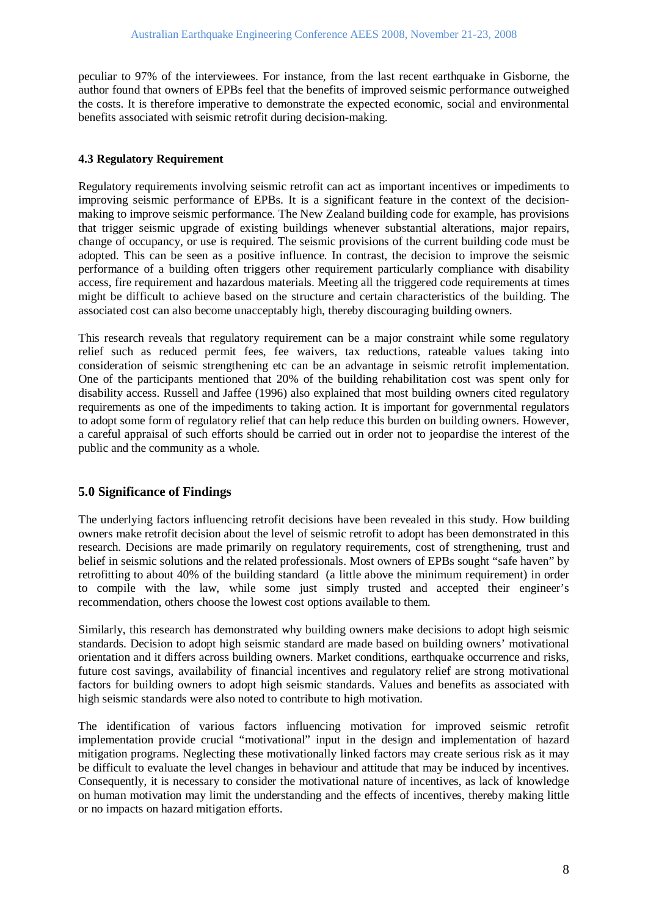peculiar to 97% of the interviewees. For instance, from the last recent earthquake in Gisborne, the author found that owners of EPBs feel that the benefits of improved seismic performance outweighed the costs. It is therefore imperative to demonstrate the expected economic, social and environmental benefits associated with seismic retrofit during decision-making.

### 4.3 Regulatory Requirement

Regulatory requirements involving seismic retrofit can act as important incentives or impediments to improving seismic performance of EPBs. It is a significant feature in the context of the decision-making to improve seismic performance. The New Zealand building code for example, has provisions that trigger seismic upgrade of existing buildings whenever substantial alterations, major repairs, change of occupancy, or use is required. The seismic provisions of the current building code must be adopted. This can be seen as a positive influence. In contrast, the decision to improve the seismic performance of a building often triggers other requirement particularly compliance with disability access, fire requirement and hazardous materials. Meeting all the triggered code requirements at times might be difficult to achieve based on the structure and certain characteristics of the building. The associated cost can also become unacceptably high, thereby discouraging building owners.

This research reveals that regulatory requirement can be a major constraint while some regulatory relief such as reduced permit fees, fee waivers, tax reductions, rateable values taking into consideration of seismic strengthening etc can be an advantage in seismic retrofit implementation. One of the participants mentioned that 20% of the building rehabilitation cost was spent only for disability access. Russell and Jaffee (1996) also explained that most building owners cited regulatory requirements as one of the impediments to taking action. It is important for governmental regulators to adopt some form of regulatory relief that can help reduce this burden on building owners. However, a careful appraisal of such efforts should be carried out in order not to jeopardise the interest of the public and the community as a whole.

## 5.0 Significance of Findings

The underlying factors influencing retrofit decisions have been revealed in this study. How building owners make retrofit decision about the level of seismic retrofit to adopt has been demonstrated in this research. Decisions are made primarily on regulatory requirements, cost of strengthening, trust and belief in seismic solutions and the related professionals. Most owners of EPBs sought "safe haven" by retrofitting to about 40% of the building standard (a little above the minimum requirement) in order to compile with the law, while some just simply trusted and accepted their engineer's recommendation, others choose the lowest cost options available to them.

Similarly, this research has demonstrated why building owners make decisions to adopt high seismic standards. Decision to adopt high seismic standard are made based on building owners' motivational orientation and it differs across building owners. Market conditions, earthquake occurrence and risks, future cost savings, availability of financial incentives and regulatory relief are strong motivational factors for building owners to adopt high seismic standards. Values and benefits as associated with high seismic standards were also noted to contribute to high motivation.

The identification of various factors influencing motivation for improved seismic retrofit implementation provide crucial "motivational" input in the design and implementation of hazard mitigation programs. Neglecting these motivationally linked factors may create serious risk as it may be difficult to evaluate the level changes in behaviour and attitude that may be induced by incentives. Consequently, it is necessary to consider the motivational nature of incentives, as lack of knowledge on human motivation may limit the understanding and the effects of incentives, thereby making little or no impacts on hazard mitigation efforts.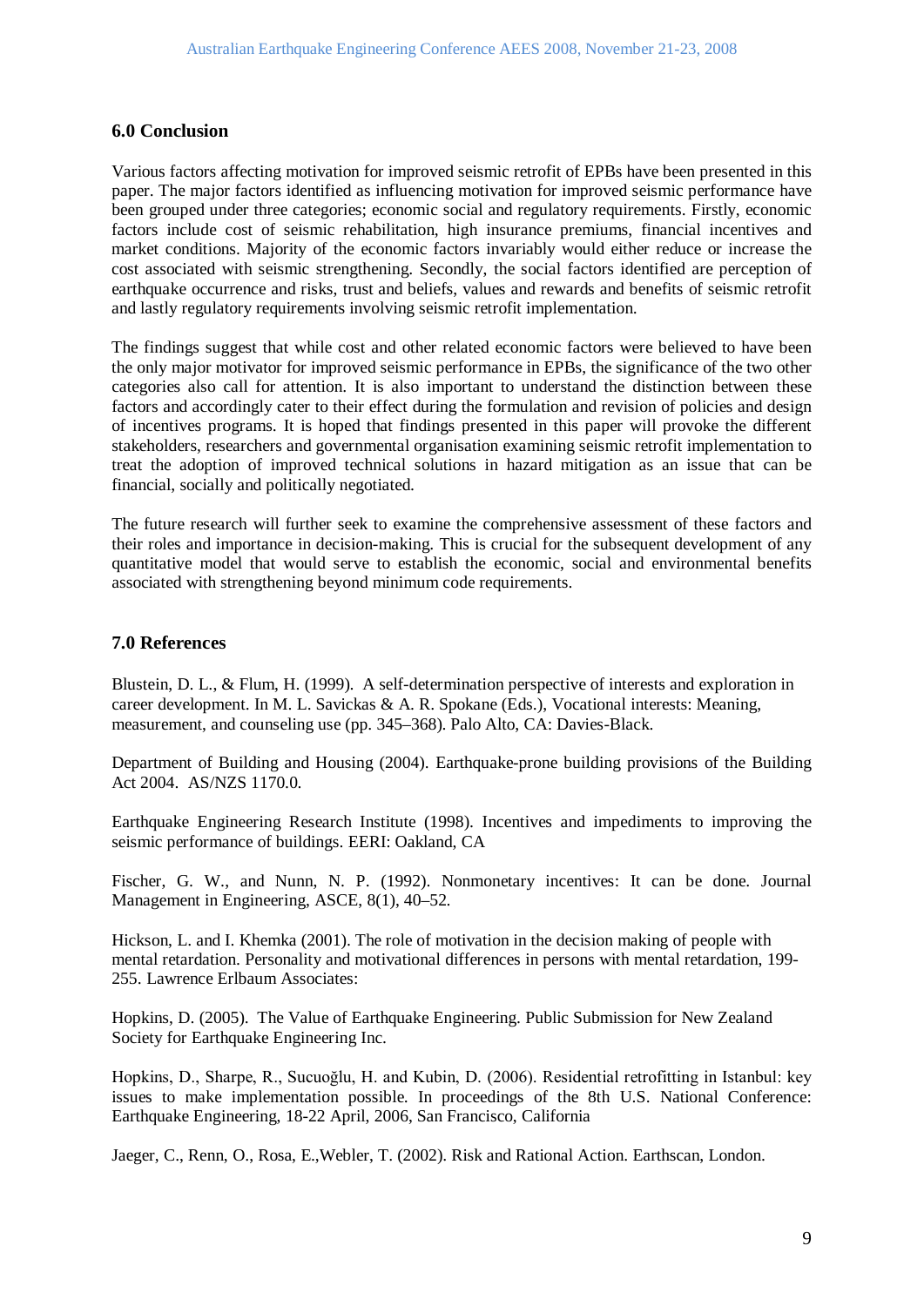## 6.0 Conclusion

Various factors affecting motivation for improved seismic retrofit of EPBs have been presented in this paper. The major factors identified as influencing motivation for improved seismic performance have been grouped under three categories; economic social and regulatory requirements. Firstly, economic factors include cost of seismic rehabilitation, high insurance premiums, financial incentives and market conditions. Majority of the economic factors invariably would either reduce or increase the cost associated with seismic strengthening. Secondly, the social factors identified are perception of earthquake occurrence and risks, trust and beliefs, values and rewards and benefits of seismic retrofit and lastly regulatory requirements involving seismic retrofit implementation.

The findings suggest that while cost and other related economic factors were believed to have been the only major motivator for improved seismic performance in EPBs, the significance of the two other categories also call for attention. It is also important to understand the distinction between these factors and accordingly cater to their effect during the formulation and revision of policies and design of incentives programs. It is hoped that findings presented in this paper will provoke the different stakeholders, researchers and governmental organisation examining seismic retrofit implementation to treat the adoption of improved technical solutions in hazard mitigation as an issue that can be financial, socially and politically negotiated.

The future research will further seek to examine the comprehensive assessment of these factors and their roles and importance in decision-making. This is crucial for the subsequent development of any quantitative model that would serve to establish the economic, social and environmental benefits associated with strengthening beyond minimum code requirements.

## 7.0 References

Blustein, D. L., & Flum, H. (1999). A self-determination perspective of interests and exploration in career development. In M. L. Savickas & A. R. Spokane (Eds.), Vocational interests: Meaning, measurement, and counseling use (pp. 345–368). Palo Alto, CA: Davies-Black.

Department of Building and Housing (2004). Earthquake-prone building provisions of the Building Act 2004. AS/NZS 1170.0.

Earthquake Engineering Research Institute (1998). Incentives and impediments to improving the seismic performance of buildings. EERI: Oakland, CA

Fischer, G. W., and Nunn, N. P. (1992). Nonmonetary incentives: It can be done. Journal Management in Engineering, ASCE, 8(1), 40–52.

Hickson, L. and I. Khemka (2001). The role of motivation in the decision making of people with mental retardation. Personality and motivational differences in persons with mental retardation, 199-255. Lawrence Erlbaum Associates:

Hopkins, D. (2005). The Value of Earthquake Engineering. Public Submission for New Zealand Society for Earthquake Engineering Inc.

Hopkins, D., Sharpe, R., Sucuoğlu, H. and Kubin, D. (2006). Residential retrofitting in Istanbul: key issues to make implementation possible. In proceedings of the 8th U.S. National Conference: Earthquake Engineering, 18-22 April, 2006, San Francisco, California

Jaeger, C., Renn, O., Rosa, E.,Webler, T. (2002). Risk and Rational Action. Earthscan, London.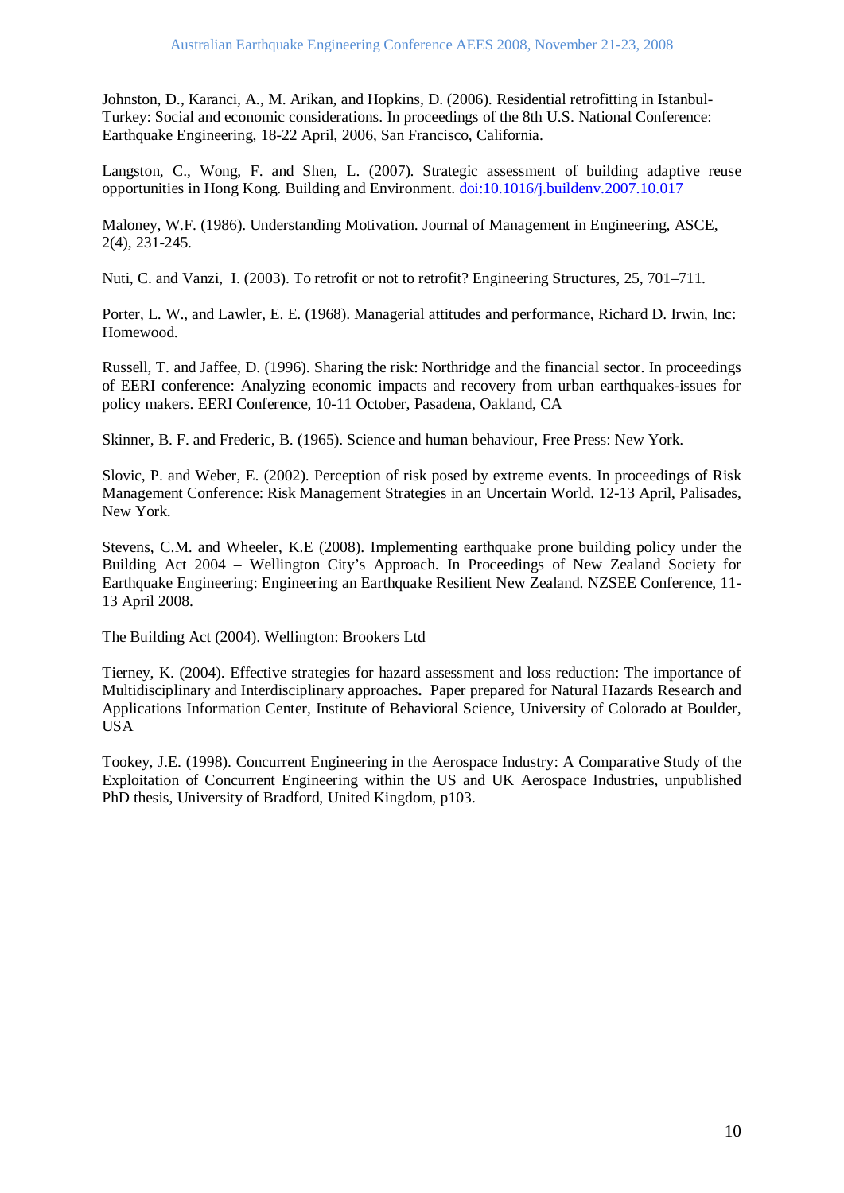Johnston, D., Karanci, A., M. Arikan, and Hopkins, D. (2006). Residential retrofitting in Istanbul-Turkey: Social and economic considerations. In proceedings of the 8th U.S. National Conference: Earthquake Engineering, 18-22 April, 2006, San Francisco, California.

Langston, C., Wong, F. and Shen, L. (2007). Strategic assessment of building adaptive reuse opportunities in Hong Kong. Building and Environment. doi:10.1016/j.buildenv.2007.10.017

Maloney, W.F. (1986). Understanding Motivation. Journal of Management in Engineering, ASCE, 2(4), 231-245.

Nuti, C. and Vanzi, I. (2003). To retrofit or not to retrofit? Engineering Structures, 25, 701–711.

Porter, L. W., and Lawler, E. E. (1968). Managerial attitudes and performance, Richard D. Irwin, Inc: Homewood.

Russell, T. and Jaffee, D. (1996). Sharing the risk: Northridge and the financial sector. In proceedings of EERI conference: Analyzing economic impacts and recovery from urban earthquakes-issues for policy makers. EERI Conference, 10-11 October, Pasadena, Oakland, CA

Skinner, B. F. and Frederic, B. (1965). Science and human behaviour, Free Press: New York.

Slovic, P. and Weber, E. (2002). Perception of risk posed by extreme events. In proceedings of Risk Management Conference: Risk Management Strategies in an Uncertain World. 12-13 April, Palisades, New York.

Stevens, C.M. and Wheeler, K.E (2008). Implementing earthquake prone building policy under the Building Act 2004 – Wellington City's Approach. In Proceedings of New Zealand Society for Earthquake Engineering: Engineering an Earthquake Resilient New Zealand. NZSEE Conference, 11-13 April 2008.

The Building Act (2004). Wellington: Brookers Ltd

Tierney, K. (2004). Effective strategies for hazard assessment and loss reduction: The importance of Multidisciplinary and Interdisciplinary approaches**.** Paper prepared for Natural Hazards Research and Applications Information Center, Institute of Behavioral Science, University of Colorado at Boulder, USA

Tookey, J.E. (1998). Concurrent Engineering in the Aerospace Industry: A Comparative Study of the Exploitation of Concurrent Engineering within the US and UK Aerospace Industries, unpublished PhD thesis, University of Bradford, United Kingdom, p103.